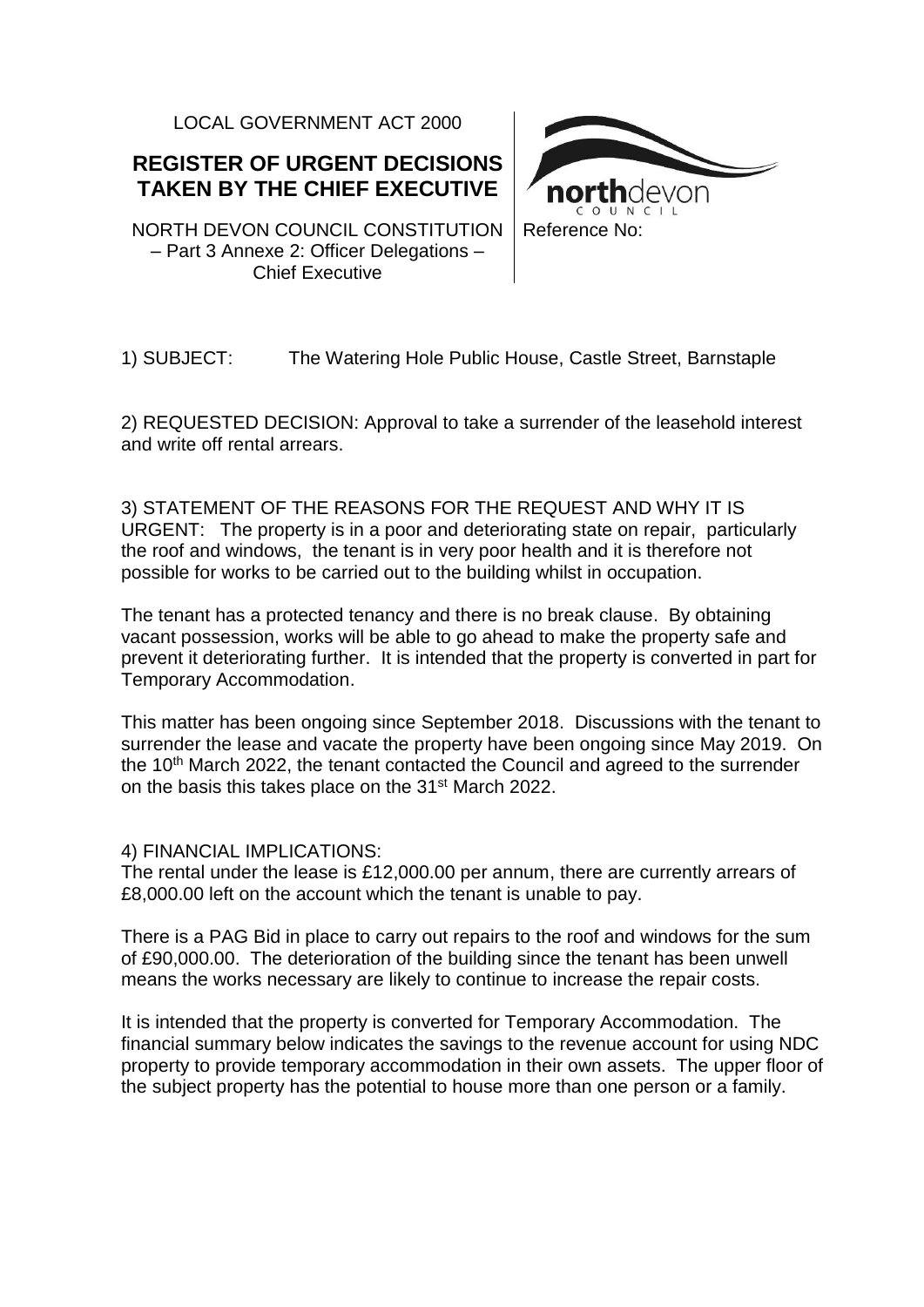LOCAL GOVERNMENT ACT 2000

## REGISTER OF URGENT DECISIONS TAKEN BY THE CHIEF EXECUTIVE

NORTH DEVON COUNCIL CONSTITUTION – Part 3 Annexe 2: Officer Delegations – Chief Executive

Reference No:

1) SUBJECT: The Watering Hole Public House, Castle Street, Barnstaple

2) REQUESTED DECISION: Approval to take a surrender of the leasehold interest and write off rental arrears.

3) STATEMENT OF THE REASONS FOR THE REQUEST AND WHY IT IS URGENT: The property is in a poor and deteriorating state on repair, particularly the roof and windows, the tenant is in very poor health and it is therefore not possible for works to be carried out to the building whilst in occupation.

The tenant has a protected tenancy and there is no break clause. By obtaining vacant possession, works will be able to go ahead to make the property safe and prevent it deteriorating further. It is intended that the property is converted in part for Temporary Accommodation.

This matter has been ongoing since September 2018. Discussions with the tenant to surrender the lease and vacate the property have been ongoing since May 2019. On the 10th March 2022, the tenant contacted the Council and agreed to the surrender on the basis this takes place on the 31st March 2022.

4) FINANCIAL IMPLICATIONS:
The rental under the lease is £12,000.00 per annum, there are currently arrears of £8,000.00 left on the account which the tenant is unable to pay.

There is a PAG Bid in place to carry out repairs to the roof and windows for the sum of £90,000.00. The deterioration of the building since the tenant has been unwell means the works necessary are likely to continue to increase the repair costs.

It is intended that the property is converted for Temporary Accommodation. The financial summary below indicates the savings to the revenue account for using NDC property to provide temporary accommodation in their own assets. The upper floor of the subject property has the potential to house more than one person or a family.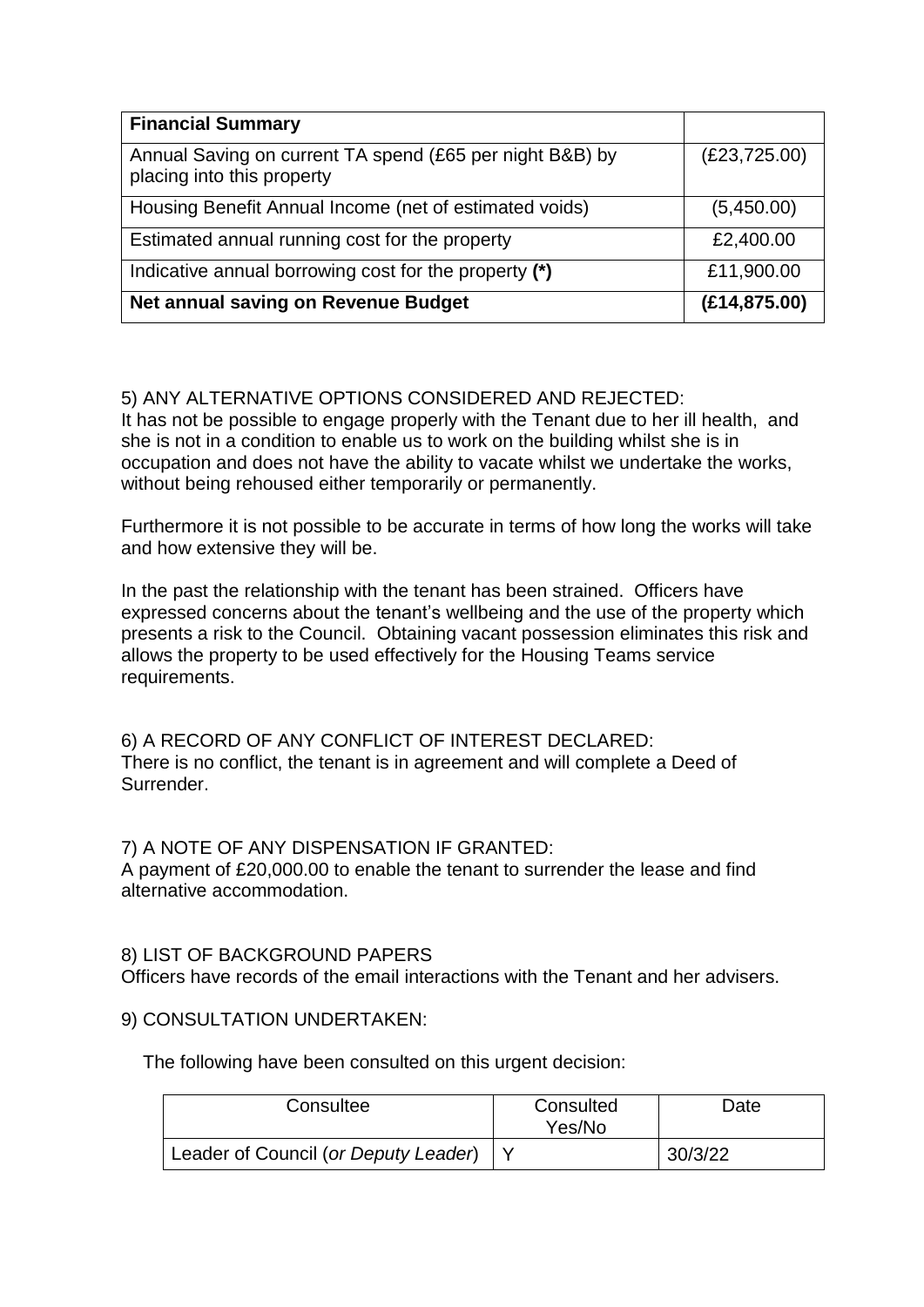| **Financial Summary** | |
|---|---|
| Annual Saving on current TA spend (£65 per night B&B) by placing into this property | (£23,725.00) |
| Housing Benefit Annual Income (net of estimated voids) | (5,450.00) |
| Estimated annual running cost for the property | £2,400.00 |
| Indicative annual borrowing cost for the property **(*)** | £11,900.00 |
| **Net annual saving on Revenue Budget** | **(£14,875.00)** |

5) ANY ALTERNATIVE OPTIONS CONSIDERED AND REJECTED:
It has not been possible to engage properly with the Tenant due to her ill health, and she is not in a condition to enable us to work on the building whilst she is in occupation and does not have the ability to vacate whilst we undertake the works, without being rehoused either temporarily or permanently.

Furthermore it is not possible to be accurate in terms of how long the works will take and how extensive they will be.

In the past the relationship with the tenant has been strained. Officers have expressed concerns about the tenant's wellbeing and the use of the property which presents a risk to the Council. Obtaining vacant possession eliminates this risk and allows the property to be used effectively for the Housing Teams service requirements.

6) A RECORD OF ANY CONFLICT OF INTEREST DECLARED:
There is no conflict, the tenant is in agreement and will complete a Deed of Surrender.

7) A NOTE OF ANY DISPENSATION IF GRANTED:
A payment of £20,000.00 to enable the tenant to surrender the lease and find alternative accommodation.

8) LIST OF BACKGROUND PAPERS
Officers have records of the email interactions with the Tenant and her advisers.

9) CONSULTATION UNDERTAKEN:

The following have been consulted on this urgent decision:

| Consultee | Consulted Yes/No | Date |
|---|---|---|
| Leader of Council (*or Deputy Leader*) | Y | 30/3/22 |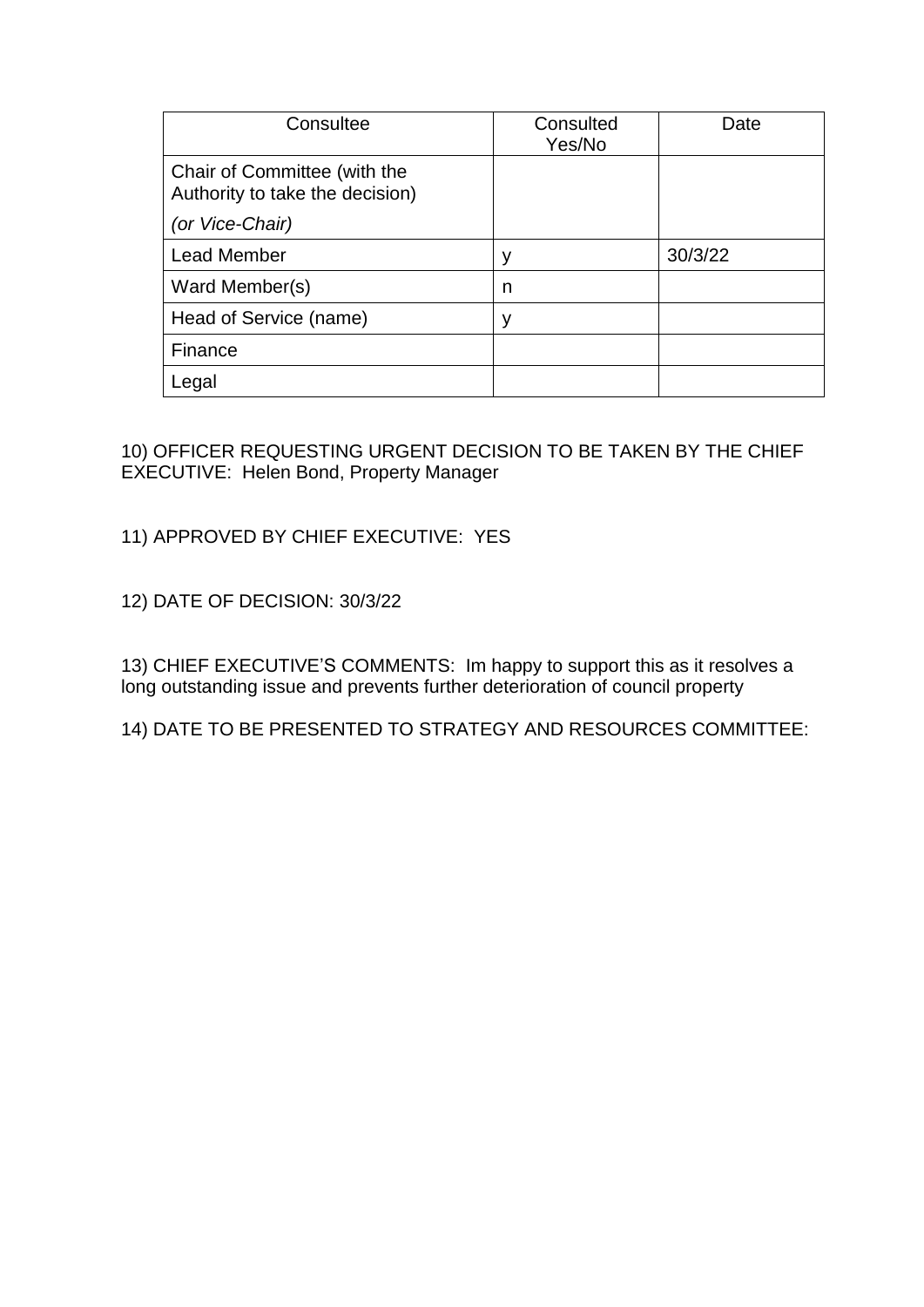| Consultee | Consulted Yes/No | Date |
|---|---|---|
| Chair of Committee (with the Authority to take the decision)<br>*(or Vice-Chair)* | | |
| Lead Member | y | 30/3/22 |
| Ward Member(s) | n | |
| Head of Service (name) | y | |
| Finance | | |
| Legal | | |

10) OFFICER REQUESTING URGENT DECISION TO BE TAKEN BY THE CHIEF EXECUTIVE: Helen Bond, Property Manager

11) APPROVED BY CHIEF EXECUTIVE: YES

12) DATE OF DECISION: 30/3/22

13) CHIEF EXECUTIVE'S COMMENTS: Im happy to support this as it resolves a long outstanding issue and prevents further deterioration of council property

14) DATE TO BE PRESENTED TO STRATEGY AND RESOURCES COMMITTEE: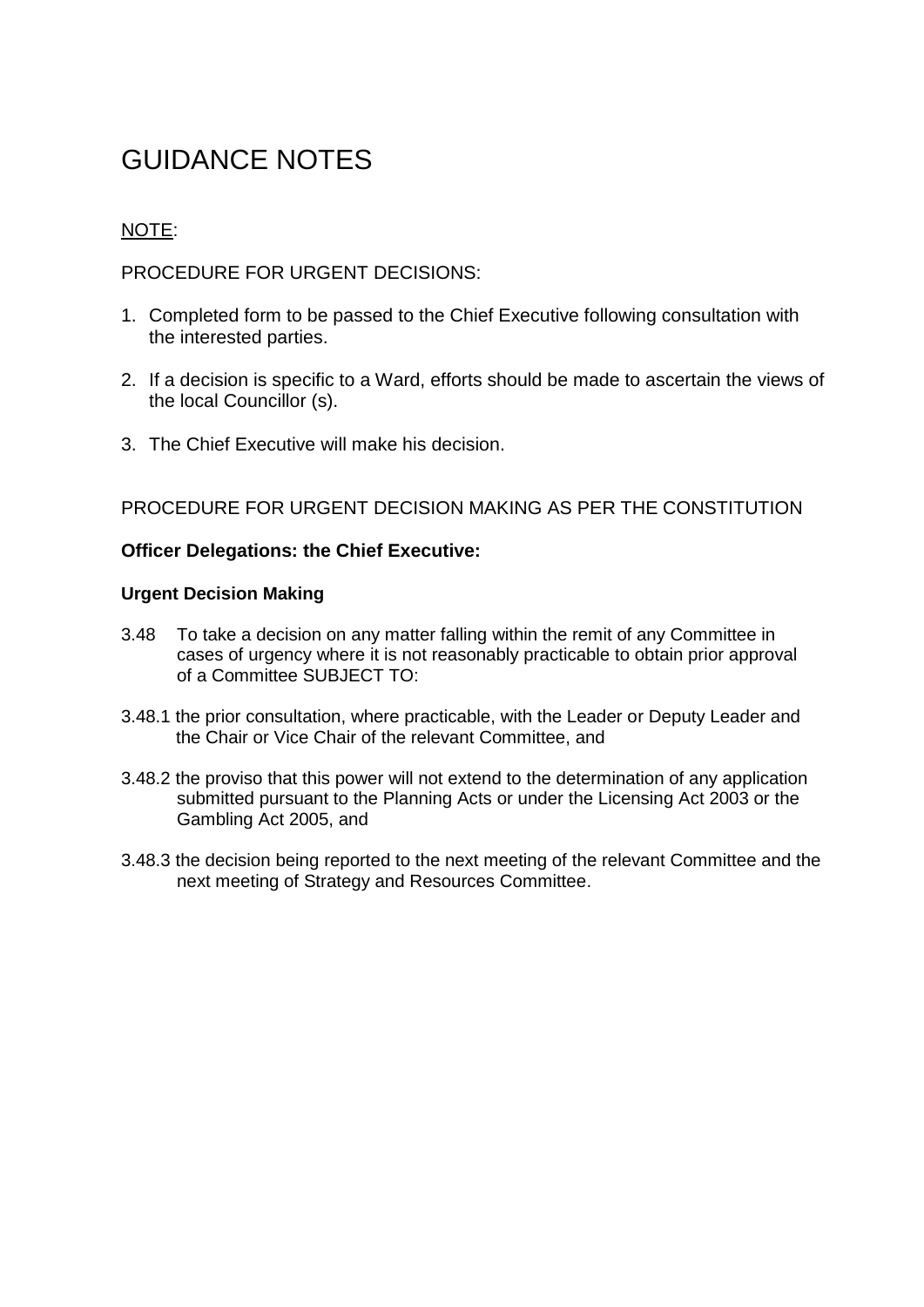# GUIDANCE NOTES

NOTE:

PROCEDURE FOR URGENT DECISIONS:

1. Completed form to be passed to the Chief Executive following consultation with the interested parties.

2. If a decision is specific to a Ward, efforts should be made to ascertain the views of the local Councillor (s).

3. The Chief Executive will make his decision.

PROCEDURE FOR URGENT DECISION MAKING AS PER THE CONSTITUTION

**Officer Delegations: the Chief Executive:**

**Urgent Decision Making**

3.48 To take a decision on any matter falling within the remit of any Committee in cases of urgency where it is not reasonably practicable to obtain prior approval of a Committee SUBJECT TO:

3.48.1 the prior consultation, where practicable, with the Leader or Deputy Leader and the Chair or Vice Chair of the relevant Committee, and

3.48.2 the proviso that this power will not extend to the determination of any application submitted pursuant to the Planning Acts or under the Licensing Act 2003 or the Gambling Act 2005, and

3.48.3 the decision being reported to the next meeting of the relevant Committee and the next meeting of Strategy and Resources Committee.